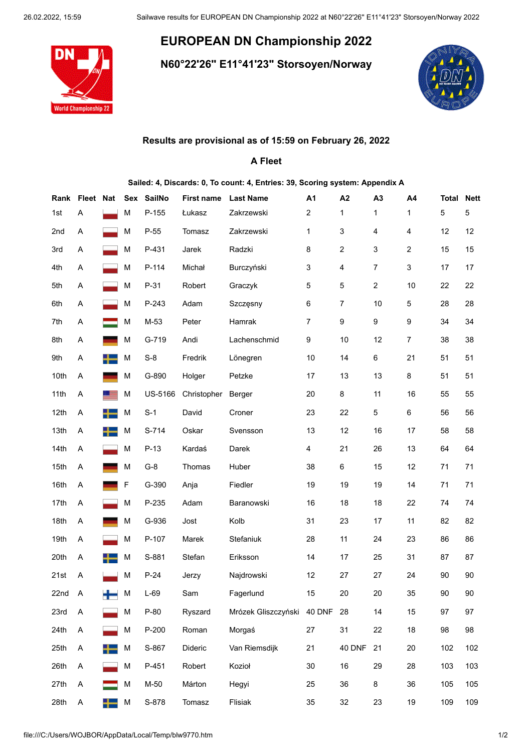# EUROPEAN DN Championship 2022

## N60°22'26" E11°41'23" Storsoyen/Norway

**Results are provisional as of 15:59 on February 26, 2022**

### A Fleet

**Sailed: 4, Discards: 0, To count: 4, Entries: 39, Scoring system: Appendix A**

| Rank | Fleet | Nat | Sex | SailNo | First name | Last Name | A1 | A2 | A3 | A4 | Total | Nett |
|---|---|---|---|---|---|---|---|---|---|---|---|---|
| 1st | A | | M | P-155 | Łukasz | Zakrzewski | 2 | 1 | 1 | 1 | 5 | 5 |
| 2nd | A | | M | P-55 | Tomasz | Zakrzewski | 1 | 3 | 4 | 4 | 12 | 12 |
| 3rd | A | | M | P-431 | Jarek | Radzki | 8 | 2 | 3 | 2 | 15 | 15 |
| 4th | A | | M | P-114 | Michał | Burczyński | 3 | 4 | 7 | 3 | 17 | 17 |
| 5th | A | | M | P-31 | Robert | Graczyk | 5 | 5 | 2 | 10 | 22 | 22 |
| 6th | A | | M | P-243 | Adam | Szczęsny | 6 | 7 | 10 | 5 | 28 | 28 |
| 7th | A | | M | M-53 | Peter | Hamrak | 7 | 9 | 9 | 9 | 34 | 34 |
| 8th | A | | M | G-719 | Andi | Lachenschmid | 9 | 10 | 12 | 7 | 38 | 38 |
| 9th | A | | M | S-8 | Fredrik | Lönegren | 10 | 14 | 6 | 21 | 51 | 51 |
| 10th | A | | M | G-890 | Holger | Petzke | 17 | 13 | 13 | 8 | 51 | 51 |
| 11th | A | | M | US-5166 | Christopher | Berger | 20 | 8 | 11 | 16 | 55 | 55 |
| 12th | A | | M | S-1 | David | Croner | 23 | 22 | 5 | 6 | 56 | 56 |
| 13th | A | | M | S-714 | Oskar | Svensson | 13 | 12 | 16 | 17 | 58 | 58 |
| 14th | A | | M | P-13 | Kardaś | Darek | 4 | 21 | 26 | 13 | 64 | 64 |
| 15th | A | | M | G-8 | Thomas | Huber | 38 | 6 | 15 | 12 | 71 | 71 |
| 16th | A | | F | G-390 | Anja | Fiedler | 19 | 19 | 19 | 14 | 71 | 71 |
| 17th | A | | M | P-235 | Adam | Baranowski | 16 | 18 | 18 | 22 | 74 | 74 |
| 18th | A | | M | G-936 | Jost | Kolb | 31 | 23 | 17 | 11 | 82 | 82 |
| 19th | A | | M | P-107 | Marek | Stefaniuk | 28 | 11 | 24 | 23 | 86 | 86 |
| 20th | A | | M | S-881 | Stefan | Eriksson | 14 | 17 | 25 | 31 | 87 | 87 |
| 21st | A | | M | P-24 | Jerzy | Najdrowski | 12 | 27 | 27 | 24 | 90 | 90 |
| 22nd | A | | M | L-69 | Sam | Fagerlund | 15 | 20 | 20 | 35 | 90 | 90 |
| 23rd | A | | M | P-80 | Ryszard | Mrózek Gliszczyński | 40 DNF | 28 | 14 | 15 | 97 | 97 |
| 24th | A | | M | P-200 | Roman | Morgaś | 27 | 31 | 22 | 18 | 98 | 98 |
| 25th | A | | M | S-867 | Dideric | Van Riemsdijk | 21 | 40 DNF | 21 | 20 | 102 | 102 |
| 26th | A | | M | P-451 | Robert | Kozioł | 30 | 16 | 29 | 28 | 103 | 103 |
| 27th | A | | M | M-50 | Márton | Hegyi | 25 | 36 | 8 | 36 | 105 | 105 |
| 28th | A | | M | S-878 | Tomasz | Flisiak | 35 | 32 | 23 | 19 | 109 | 109 |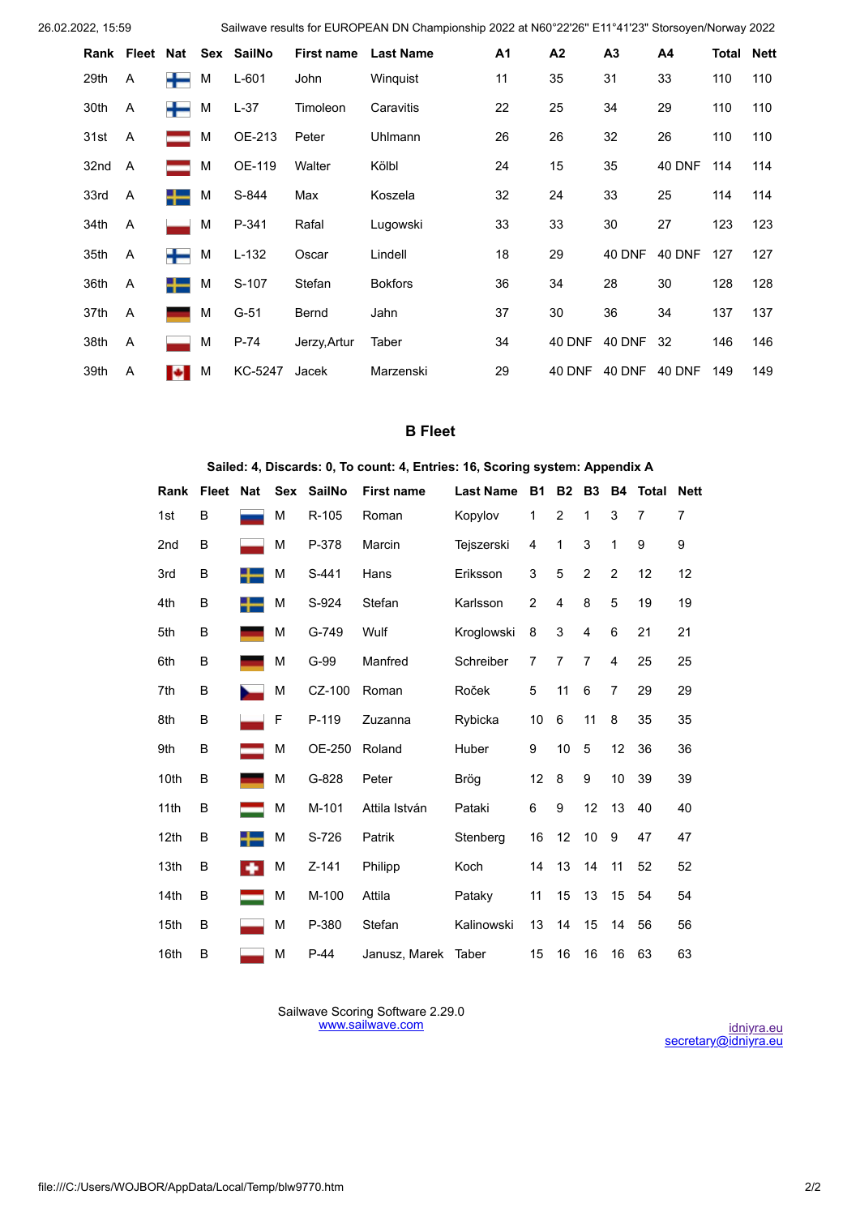26.02.2022, 15:59 Sailwave results for EUROPEAN DN Championship 2022 at N60°22'26" E11°41'23" Storsoyen/Norway 2022

| Rank | Fleet | Nat | Sex | SailNo | First name | Last Name | A1 | A2 | A3 | A4 | Total | Nett |
|---|---|---|---|---|---|---|---|---|---|---|---|---|
| 29th | A | | M | L-601 | John | Winquist | 11 | 35 | 31 | 33 | 110 | 110 |
| 30th | A | | M | L-37 | Timoleon | Caravitis | 22 | 25 | 34 | 29 | 110 | 110 |
| 31st | A | | M | OE-213 | Peter | Uhlmann | 26 | 26 | 32 | 26 | 110 | 110 |
| 32nd | A | | M | OE-119 | Walter | Kölbl | 24 | 15 | 35 | 40 DNF | 114 | 114 |
| 33rd | A | | M | S-844 | Max | Koszela | 32 | 24 | 33 | 25 | 114 | 114 |
| 34th | A | | M | P-341 | Rafal | Lugowski | 33 | 33 | 30 | 27 | 123 | 123 |
| 35th | A | | M | L-132 | Oscar | Lindell | 18 | 29 | 40 DNF | 40 DNF | 127 | 127 |
| 36th | A | | M | S-107 | Stefan | Bokfors | 36 | 34 | 28 | 30 | 128 | 128 |
| 37th | A | | M | G-51 | Bernd | Jahn | 37 | 30 | 36 | 34 | 137 | 137 |
| 38th | A | | M | P-74 | Jerzy,Artur | Taber | 34 | 40 DNF | 40 DNF | 32 | 146 | 146 |
| 39th | A | | M | KC-5247 | Jacek | Marzenski | 29 | 40 DNF | 40 DNF | 40 DNF | 149 | 149 |

## B Fleet

**Sailed: 4, Discards: 0, To count: 4, Entries: 16, Scoring system: Appendix A**

| Rank | Fleet | Nat | Sex | SailNo | First name | Last Name | B1 | B2 | B3 | B4 | Total | Nett |
|---|---|---|---|---|---|---|---|---|---|---|---|---|
| 1st | B | | M | R-105 | Roman | Kopylov | 1 | 2 | 1 | 3 | 7 | 7 |
| 2nd | B | | M | P-378 | Marcin | Tejszerski | 4 | 1 | 3 | 1 | 9 | 9 |
| 3rd | B | | M | S-441 | Hans | Eriksson | 3 | 5 | 2 | 2 | 12 | 12 |
| 4th | B | | M | S-924 | Stefan | Karlsson | 2 | 4 | 8 | 5 | 19 | 19 |
| 5th | B | | M | G-749 | Wulf | Kroglowski | 8 | 3 | 4 | 6 | 21 | 21 |
| 6th | B | | M | G-99 | Manfred | Schreiber | 7 | 7 | 7 | 4 | 25 | 25 |
| 7th | B | | M | CZ-100 | Roman | Roček | 5 | 11 | 6 | 7 | 29 | 29 |
| 8th | B | | F | P-119 | Zuzanna | Rybicka | 10 | 6 | 11 | 8 | 35 | 35 |
| 9th | B | | M | OE-250 | Roland | Huber | 9 | 10 | 5 | 12 | 36 | 36 |
| 10th | B | | M | G-828 | Peter | Brög | 12 | 8 | 9 | 10 | 39 | 39 |
| 11th | B | | M | M-101 | Attila István | Pataki | 6 | 9 | 12 | 13 | 40 | 40 |
| 12th | B | | M | S-726 | Patrik | Stenberg | 16 | 12 | 10 | 9 | 47 | 47 |
| 13th | B | | M | Z-141 | Philipp | Koch | 14 | 13 | 14 | 11 | 52 | 52 |
| 14th | B | | M | M-100 | Attila | Pataky | 11 | 15 | 13 | 15 | 54 | 54 |
| 15th | B | | M | P-380 | Stefan | Kalinowski | 13 | 14 | 15 | 14 | 56 | 56 |
| 16th | B | | M | P-44 | Janusz, Marek | Taber | 15 | 16 | 16 | 16 | 63 | 63 |

Sailwave Scoring Software 2.29.0
www.sailwave.com

idniyra.eu
secretary@idniyra.eu

file:///C:/Users/WOJBOR/AppData/Local/Temp/blw9770.htm